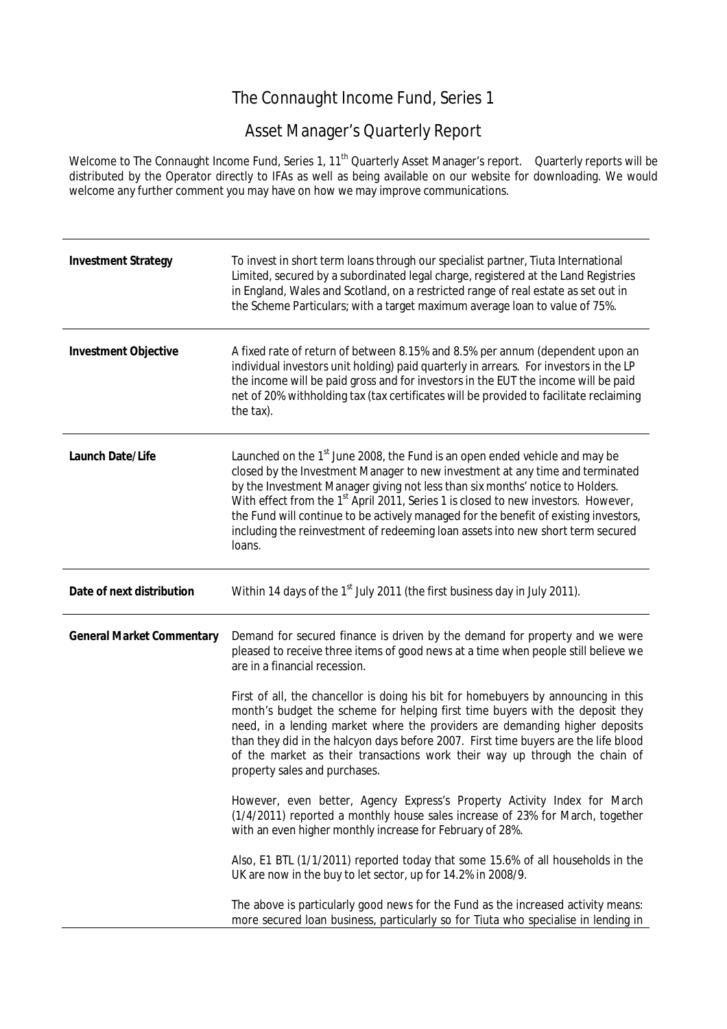// The Connaught Income Fund, Series 1 — Asset Manager's Quarterly Report, page 1 of 4
# The Connaught Income Fund, Series 1

## Asset Manager's Quarterly Report

Welcome to The Connaught Income Fund, Series 1, 11th Quarterly Asset Manager's report. Quarterly reports will be distributed by the Operator directly to IFAs as well as being available on our website for downloading. We would welcome any further comment you may have on how we may improve communications.

| | |
|---|---|
| **Investment Strategy** | To invest in short term loans through our specialist partner, Tiuta International Limited, secured by a subordinated legal charge, registered at the Land Registries in England, Wales and Scotland, on a restricted range of real estate as set out in the Scheme Particulars; with a target maximum average loan to value of 75%. |
| **Investment Objective** | A fixed rate of return of between 8.15% and 8.5% per annum (dependent upon an individual investors unit holding) paid quarterly in arrears. For investors in the LP the income will be paid gross and for investors in the EUT the income will be paid net of 20% withholding tax (tax certificates will be provided to facilitate reclaiming the tax). |
| **Launch Date/Life** | Launched on the 1st June 2008, the Fund is an open ended vehicle and may be closed by the Investment Manager to new investment at any time and terminated by the Investment Manager giving not less than six months' notice to Holders. With effect from the 1st April 2011, Series 1 is closed to new investors. However, the Fund will continue to be actively managed for the benefit of existing investors, including the reinvestment of redeeming loan assets into new short term secured loans. |
| **Date of next distribution** | Within 14 days of the 1st July 2011 (the first business day in July 2011). |
| **General Market Commentary** | Demand for secured finance is driven by the demand for property and we were pleased to receive three items of good news at a time when people still believe we are in a financial recession.<br><br>First of all, the chancellor is doing his bit for homebuyers by announcing in this month's budget the scheme for helping first time buyers with the deposit they need, in a lending market where the providers are demanding higher deposits than they did in the halcyon days before 2007. First time buyers are the life blood of the market as their transactions work their way up through the chain of property sales and purchases.<br><br>However, even better, Agency Express's Property Activity Index for March (1/4/2011) reported a monthly house sales increase of 23% for March, together with an even higher monthly increase for February of 28%.<br><br>Also, E1 BTL (1/1/2011) reported today that some 15.6% of all households in the UK are now in the buy to let sector, up for 14.2% in 2008/9.<br><br>The above is particularly good news for the Fund as the increased activity means: more secured loan business, particularly so for Tiuta who specialise in lending in |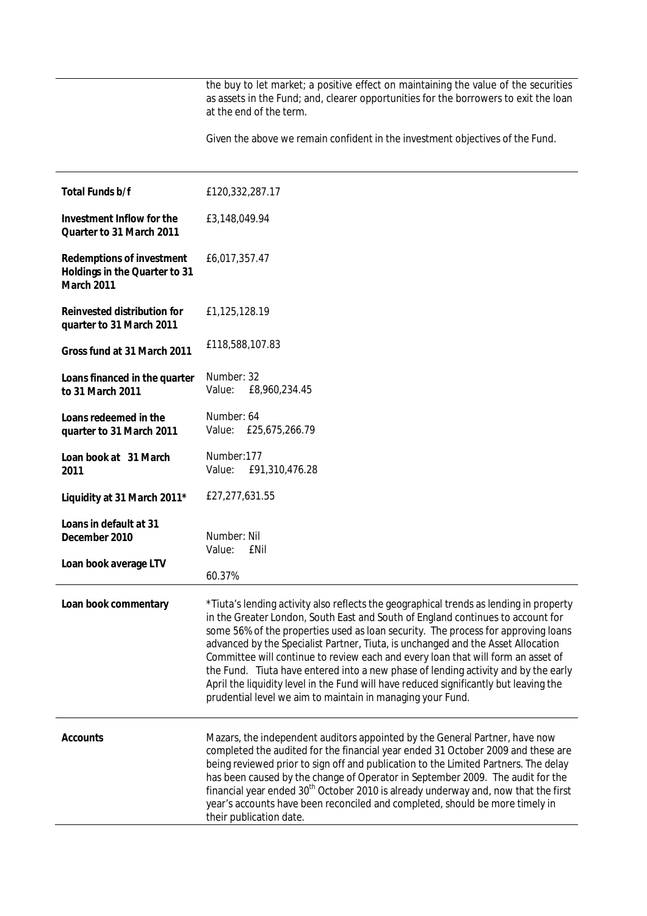the buy to let market; a positive effect on maintaining the value of the securities as assets in the Fund; and, clearer opportunities for the borrowers to exit the loan at the end of the term.

Given the above we remain confident in the investment objectives of the Fund.

| | |
|---|---|
| **Total Funds b/f** | £120,332,287.17 |
| **Investment Inflow for the Quarter to 31 March 2011** | £3,148,049.94 |
| **Redemptions of investment Holdings in the Quarter to 31 March 2011** | £6,017,357.47 |
| **Reinvested distribution for quarter to 31 March 2011** | £1,125,128.19 |
| **Gross fund at 31 March 2011** | £118,588,107.83 |
| **Loans financed in the quarter to 31 March 2011** | Number: 32<br>Value: £8,960,234.45 |
| **Loans redeemed in the quarter to 31 March 2011** | Number: 64<br>Value: £25,675,266.79 |
| **Loan book at 31 March 2011** | Number:177<br>Value: £91,310,476.28 |
| **Liquidity at 31 March 2011*** | £27,277,631.55 |
| **Loans in default at 31 December 2010** | Number: Nil<br>Value: £Nil |
| **Loan book average LTV** | 60.37% |
| **Loan book commentary** | *Tiuta's lending activity also reflects the geographical trends as lending in property in the Greater London, South East and South of England continues to account for some 56% of the properties used as loan security. The process for approving loans advanced by the Specialist Partner, Tiuta, is unchanged and the Asset Allocation Committee will continue to review each and every loan that will form an asset of the Fund. Tiuta have entered into a new phase of lending activity and by the early April the liquidity level in the Fund will have reduced significantly but leaving the prudential level we aim to maintain in managing your Fund. |
| **Accounts** | Mazars, the independent auditors appointed by the General Partner, have now completed the audited for the financial year ended 31 October 2009 and these are being reviewed prior to sign off and publication to the Limited Partners. The delay has been caused by the change of Operator in September 2009. The audit for the financial year ended 30th October 2010 is already underway and, now that the first year's accounts have been reconciled and completed, should be more timely in their publication date. |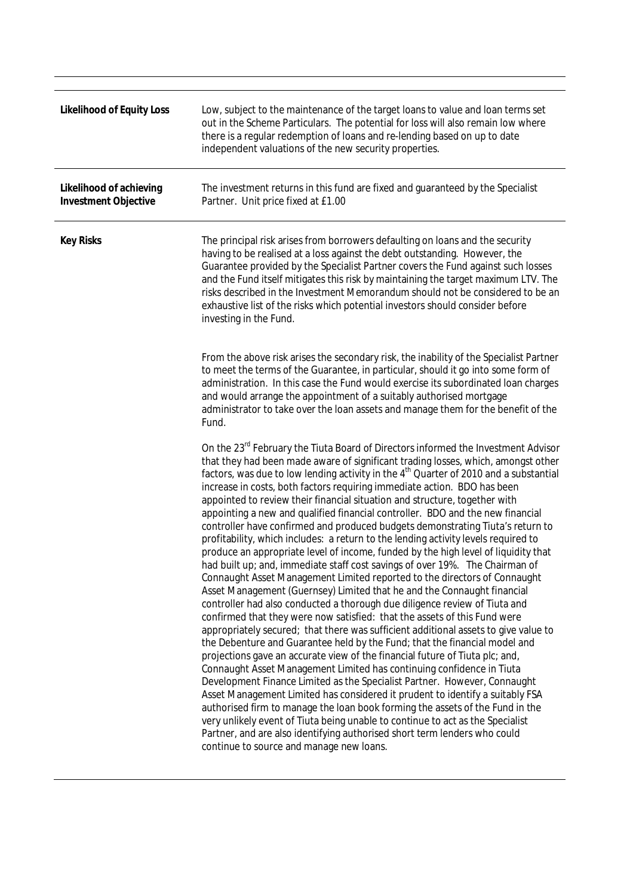| | |
|---|---|
| **Likelihood of Equity Loss** | Low, subject to the maintenance of the target loans to value and loan terms set out in the Scheme Particulars. The potential for loss will also remain low where there is a regular redemption of loans and re-lending based on up to date independent valuations of the new security properties. |
| **Likelihood of achieving Investment Objective** | The investment returns in this fund are fixed and guaranteed by the Specialist Partner. Unit price fixed at £1.00 |
| **Key Risks** | The principal risk arises from borrowers defaulting on loans and the security having to be realised at a loss against the debt outstanding. However, the Guarantee provided by the Specialist Partner covers the Fund against such losses and the Fund itself mitigates this risk by maintaining the target maximum LTV. The risks described in the Investment Memorandum should not be considered to be an exhaustive list of the risks which potential investors should consider before investing in the Fund.<br><br>From the above risk arises the secondary risk, the inability of the Specialist Partner to meet the terms of the Guarantee, in particular, should it go into some form of administration. In this case the Fund would exercise its subordinated loan charges and would arrange the appointment of a suitably authorised mortgage administrator to take over the loan assets and manage them for the benefit of the Fund.<br><br>On the 23rd February the Tiuta Board of Directors informed the Investment Advisor that they had been made aware of significant trading losses, which, amongst other factors, was due to low lending activity in the 4th Quarter of 2010 and a substantial increase in costs, both factors requiring immediate action. BDO has been appointed to review their financial situation and structure, together with appointing a new and qualified financial controller. BDO and the new financial controller have confirmed and produced budgets demonstrating Tiuta's return to profitability, which includes: a return to the lending activity levels required to produce an appropriate level of income, funded by the high level of liquidity that had built up; and, immediate staff cost savings of over 19%. The Chairman of Connaught Asset Management Limited reported to the directors of Connaught Asset Management (Guernsey) Limited that he and the Connaught financial controller had also conducted a thorough due diligence review of Tiuta and confirmed that they were now satisfied: that the assets of this Fund were appropriately secured; that there was sufficient additional assets to give value to the Debenture and Guarantee held by the Fund; that the financial model and projections gave an accurate view of the financial future of Tiuta plc; and, Connaught Asset Management Limited has continuing confidence in Tiuta Development Finance Limited as the Specialist Partner. However, Connaught Asset Management Limited has considered it prudent to identify a suitably FSA authorised firm to manage the loan book forming the assets of the Fund in the very unlikely event of Tiuta being unable to continue to act as the Specialist Partner, and are also identifying authorised short term lenders who could continue to source and manage new loans. |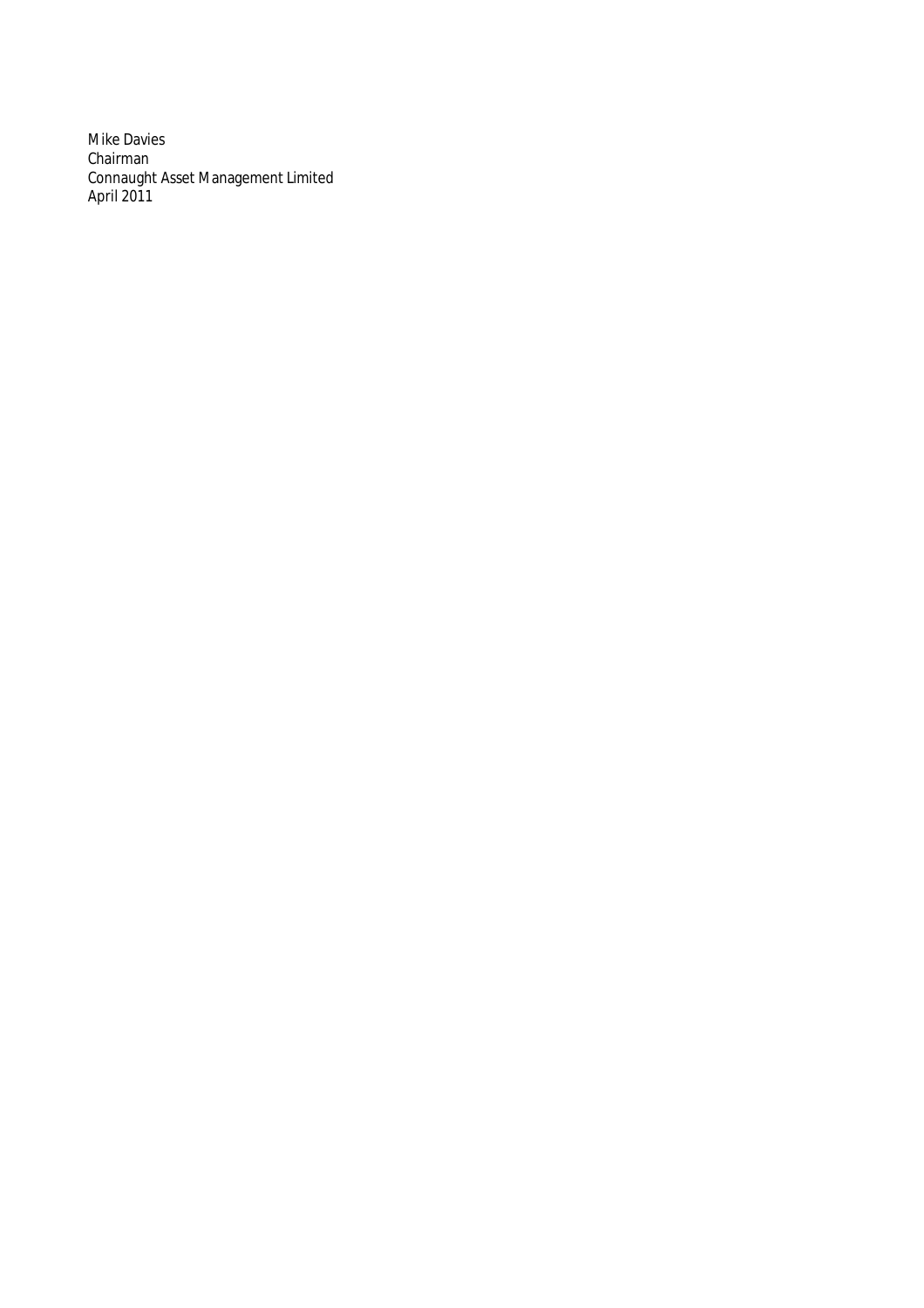Mike Davies
Chairman
Connaught Asset Management Limited
April 2011